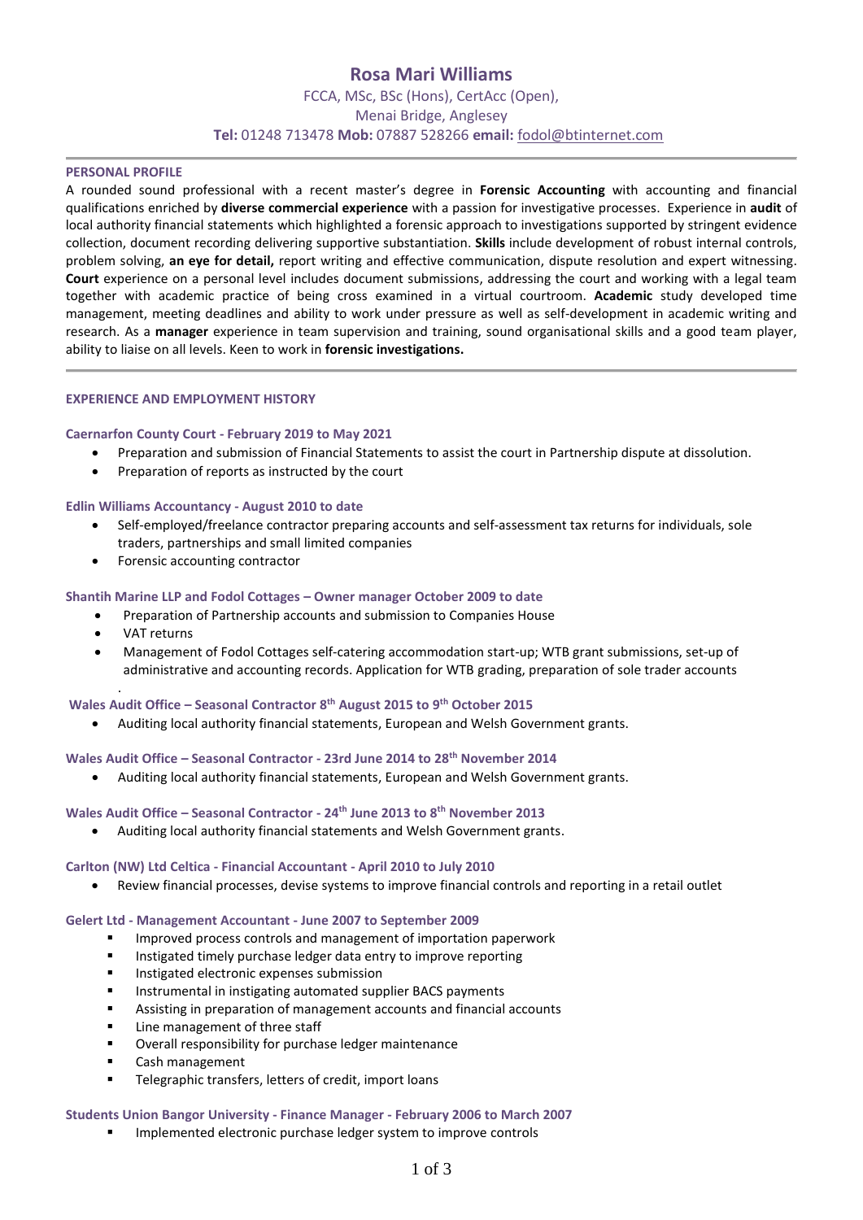# Rosa Mari Williams

FCCA, MSc, BSc (Hons), CertAcc (Open),
Menai Bridge, Anglesey
**Tel:** 01248 713478 **Mob:** 07887 528266 **email:** fodol@btinternet.com

---

## PERSONAL PROFILE

A rounded sound professional with a recent master's degree in **Forensic Accounting** with accounting and financial qualifications enriched by **diverse commercial experience** with a passion for investigative processes. Experience in **audit** of local authority financial statements which highlighted a forensic approach to investigations supported by stringent evidence collection, document recording delivering supportive substantiation. **Skills** include development of robust internal controls, problem solving, **an eye for detail,** report writing and effective communication, dispute resolution and expert witnessing. **Court** experience on a personal level includes document submissions, addressing the court and working with a legal team together with academic practice of being cross examined in a virtual courtroom. **Academic** study developed time management, meeting deadlines and ability to work under pressure as well as self-development in academic writing and research. As a **manager** experience in team supervision and training, sound organisational skills and a good team player, ability to liaise on all levels. Keen to work in **forensic investigations.**

---

## EXPERIENCE AND EMPLOYMENT HISTORY

### Caernarfon County Court - February 2019 to May 2021

- Preparation and submission of Financial Statements to assist the court in Partnership dispute at dissolution.
- Preparation of reports as instructed by the court

### Edlin Williams Accountancy - August 2010 to date

- Self-employed/freelance contractor preparing accounts and self-assessment tax returns for individuals, sole traders, partnerships and small limited companies
- Forensic accounting contractor

### Shantih Marine LLP and Fodol Cottages – Owner manager October 2009 to date

- Preparation of Partnership accounts and submission to Companies House
- VAT returns
- Management of Fodol Cottages self-catering accommodation start-up; WTB grant submissions, set-up of administrative and accounting records. Application for WTB grading, preparation of sole trader accounts

### Wales Audit Office – Seasonal Contractor 8th August 2015 to 9th October 2015

- Auditing local authority financial statements, European and Welsh Government grants.

### Wales Audit Office – Seasonal Contractor - 23rd June 2014 to 28th November 2014

- Auditing local authority financial statements, European and Welsh Government grants.

### Wales Audit Office – Seasonal Contractor - 24th June 2013 to 8th November 2013

- Auditing local authority financial statements and Welsh Government grants.

### Carlton (NW) Ltd Celtica - Financial Accountant - April 2010 to July 2010

- Review financial processes, devise systems to improve financial controls and reporting in a retail outlet

### Gelert Ltd - Management Accountant - June 2007 to September 2009

- Improved process controls and management of importation paperwork
- Instigated timely purchase ledger data entry to improve reporting
- Instigated electronic expenses submission
- Instrumental in instigating automated supplier BACS payments
- Assisting in preparation of management accounts and financial accounts
- Line management of three staff
- Overall responsibility for purchase ledger maintenance
- Cash management
- Telegraphic transfers, letters of credit, import loans

### Students Union Bangor University - Finance Manager - February 2006 to March 2007

- Implemented electronic purchase ledger system to improve controls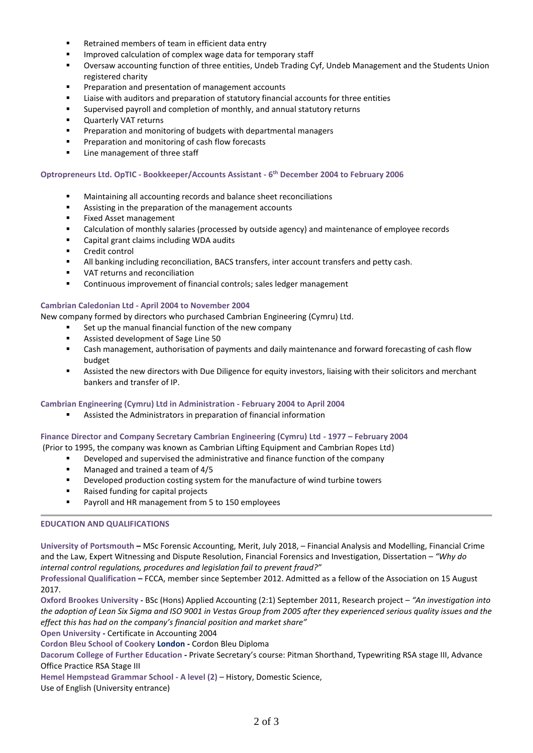- Retrained members of team in efficient data entry
- Improved calculation of complex wage data for temporary staff
- Oversaw accounting function of three entities, Undeb Trading Cyf, Undeb Management and the Students Union registered charity
- Preparation and presentation of management accounts
- Liaise with auditors and preparation of statutory financial accounts for three entities
- Supervised payroll and completion of monthly, and annual statutory returns
- Quarterly VAT returns
- Preparation and monitoring of budgets with departmental managers
- Preparation and monitoring of cash flow forecasts
- Line management of three staff

**Optropreneurs Ltd. OpTIC - Bookkeeper/Accounts Assistant - 6th December 2004 to February 2006**

- Maintaining all accounting records and balance sheet reconciliations
- Assisting in the preparation of the management accounts
- Fixed Asset management
- Calculation of monthly salaries (processed by outside agency) and maintenance of employee records
- Capital grant claims including WDA audits
- Credit control
- All banking including reconciliation, BACS transfers, inter account transfers and petty cash.
- VAT returns and reconciliation
- Continuous improvement of financial controls; sales ledger management

**Cambrian Caledonian Ltd - April 2004 to November 2004**

New company formed by directors who purchased Cambrian Engineering (Cymru) Ltd.

- Set up the manual financial function of the new company
- Assisted development of Sage Line 50
- Cash management, authorisation of payments and daily maintenance and forward forecasting of cash flow budget
- Assisted the new directors with Due Diligence for equity investors, liaising with their solicitors and merchant bankers and transfer of IP.

**Cambrian Engineering (Cymru) Ltd in Administration - February 2004 to April 2004**

- Assisted the Administrators in preparation of financial information

**Finance Director and Company Secretary Cambrian Engineering (Cymru) Ltd - 1977 – February 2004**

(Prior to 1995, the company was known as Cambrian Lifting Equipment and Cambrian Ropes Ltd)

- Developed and supervised the administrative and finance function of the company
- Managed and trained a team of 4/5
- Developed production costing system for the manufacture of wind turbine towers
- Raised funding for capital projects
- Payroll and HR management from 5 to 150 employees

---

## EDUCATION AND QUALIFICATIONS

**University of Portsmouth –** MSc Forensic Accounting, Merit, July 2018, – Financial Analysis and Modelling, Financial Crime and the Law, Expert Witnessing and Dispute Resolution, Financial Forensics and Investigation, Dissertation – *"Why do internal control regulations, procedures and legislation fail to prevent fraud?"*

**Professional Qualification –** FCCA, member since September 2012. Admitted as a fellow of the Association on 15 August 2017.

**Oxford Brookes University -** BSc (Hons) Applied Accounting (2:1) September 2011, Research project – *"An investigation into the adoption of Lean Six Sigma and ISO 9001 in Vestas Group from 2005 after they experienced serious quality issues and the effect this has had on the company's financial position and market share"*

**Open University -** Certificate in Accounting 2004

**Cordon Bleu School of Cookery London -** Cordon Bleu Diploma

**Dacorum College of Further Education -** Private Secretary's course: Pitman Shorthand, Typewriting RSA stage III, Advance Office Practice RSA Stage III

**Hemel Hempstead Grammar School - A level (2)** – History, Domestic Science,
Use of English (University entrance)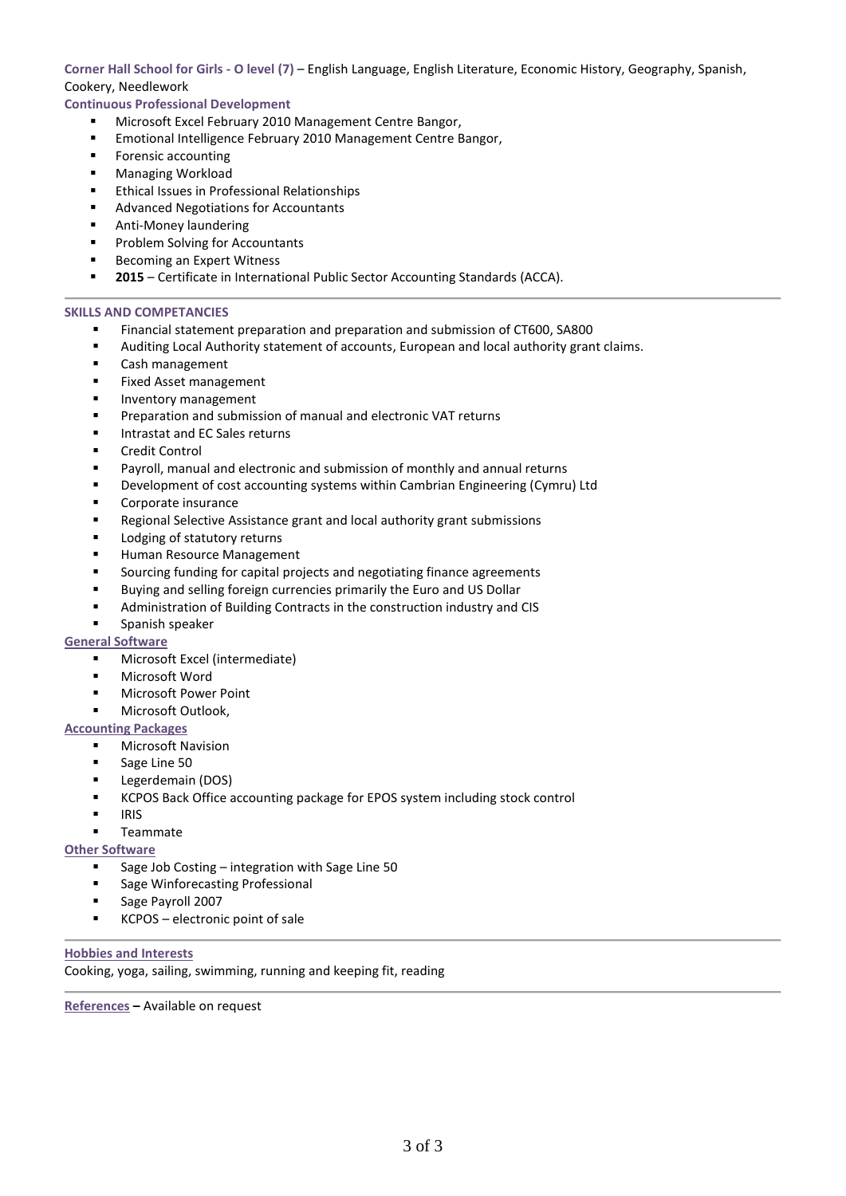**Corner Hall School for Girls - O level (7)** – English Language, English Literature, Economic History, Geography, Spanish, Cookery, Needlework

**Continuous Professional Development**

- Microsoft Excel February 2010 Management Centre Bangor,
- Emotional Intelligence February 2010 Management Centre Bangor,
- Forensic accounting
- Managing Workload
- Ethical Issues in Professional Relationships
- Advanced Negotiations for Accountants
- Anti-Money laundering
- Problem Solving for Accountants
- Becoming an Expert Witness
- **2015** – Certificate in International Public Sector Accounting Standards (ACCA).

---

## SKILLS AND COMPETANCIES

- Financial statement preparation and preparation and submission of CT600, SA800
- Auditing Local Authority statement of accounts, European and local authority grant claims.
- Cash management
- Fixed Asset management
- Inventory management
- Preparation and submission of manual and electronic VAT returns
- Intrastat and EC Sales returns
- Credit Control
- Payroll, manual and electronic and submission of monthly and annual returns
- Development of cost accounting systems within Cambrian Engineering (Cymru) Ltd
- Corporate insurance
- Regional Selective Assistance grant and local authority grant submissions
- Lodging of statutory returns
- Human Resource Management
- Sourcing funding for capital projects and negotiating finance agreements
- Buying and selling foreign currencies primarily the Euro and US Dollar
- Administration of Building Contracts in the construction industry and CIS
- Spanish speaker

**General Software**

- Microsoft Excel (intermediate)
- Microsoft Word
- Microsoft Power Point
- Microsoft Outlook,

**Accounting Packages**

- Microsoft Navision
- Sage Line 50
- Legerdemain (DOS)
- KCPOS Back Office accounting package for EPOS system including stock control
- IRIS
- Teammate

**Other Software**

- Sage Job Costing – integration with Sage Line 50
- Sage Winforecasting Professional
- Sage Payroll 2007
- KCPOS – electronic point of sale

---

**Hobbies and Interests**

Cooking, yoga, sailing, swimming, running and keeping fit, reading

---

**References** – Available on request